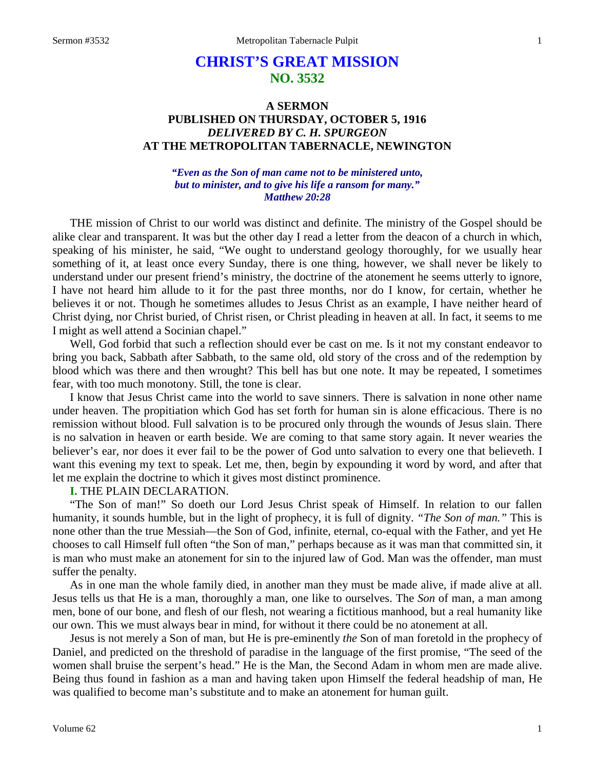# CHRIST'S GREAT MISSION
## NO. 3532

### A SERMON
### PUBLISHED ON THURSDAY, OCTOBER 5, 1916
### *DELIVERED BY C. H. SPURGEON*
### AT THE METROPOLITAN TABERNACLE, NEWINGTON

***"Even as the Son of man came not to be ministered unto, but to minister, and to give his life a ransom for many." Matthew 20:28***

THE mission of Christ to our world was distinct and definite. The ministry of the Gospel should be alike clear and transparent. It was but the other day I read a letter from the deacon of a church in which, speaking of his minister, he said, "We ought to understand geology thoroughly, for we usually hear something of it, at least once every Sunday, there is one thing, however, we shall never be likely to understand under our present friend's ministry, the doctrine of the atonement he seems utterly to ignore, I have not heard him allude to it for the past three months, nor do I know, for certain, whether he believes it or not. Though he sometimes alludes to Jesus Christ as an example, I have neither heard of Christ dying, nor Christ buried, of Christ risen, or Christ pleading in heaven at all. In fact, it seems to me I might as well attend a Socinian chapel."

Well, God forbid that such a reflection should ever be cast on me. Is it not my constant endeavor to bring you back, Sabbath after Sabbath, to the same old, old story of the cross and of the redemption by blood which was there and then wrought? This bell has but one note. It may be repeated, I sometimes fear, with too much monotony. Still, the tone is clear.

I know that Jesus Christ came into the world to save sinners. There is salvation in none other name under heaven. The propitiation which God has set forth for human sin is alone efficacious. There is no remission without blood. Full salvation is to be procured only through the wounds of Jesus slain. There is no salvation in heaven or earth beside. We are coming to that same story again. It never wearies the believer's ear, nor does it ever fail to be the power of God unto salvation to every one that believeth. I want this evening my text to speak. Let me, then, begin by expounding it word by word, and after that let me explain the doctrine to which it gives most distinct prominence.

**I.** THE PLAIN DECLARATION.

"The Son of man!" So doeth our Lord Jesus Christ speak of Himself. In relation to our fallen humanity, it sounds humble, but in the light of prophecy, it is full of dignity. *"The Son of man."* This is none other than the true Messiah—the Son of God, infinite, eternal, co-equal with the Father, and yet He chooses to call Himself full often "the Son of man," perhaps because as it was man that committed sin, it is man who must make an atonement for sin to the injured law of God. Man was the offender, man must suffer the penalty.

As in one man the whole family died, in another man they must be made alive, if made alive at all. Jesus tells us that He is a man, thoroughly a man, one like to ourselves. The *Son* of man, a man among men, bone of our bone, and flesh of our flesh, not wearing a fictitious manhood, but a real humanity like our own. This we must always bear in mind, for without it there could be no atonement at all.

Jesus is not merely a Son of man, but He is pre-eminently *the* Son of man foretold in the prophecy of Daniel, and predicted on the threshold of paradise in the language of the first promise, "The seed of the women shall bruise the serpent's head." He is the Man, the Second Adam in whom men are made alive. Being thus found in fashion as a man and having taken upon Himself the federal headship of man, He was qualified to become man's substitute and to make an atonement for human guilt.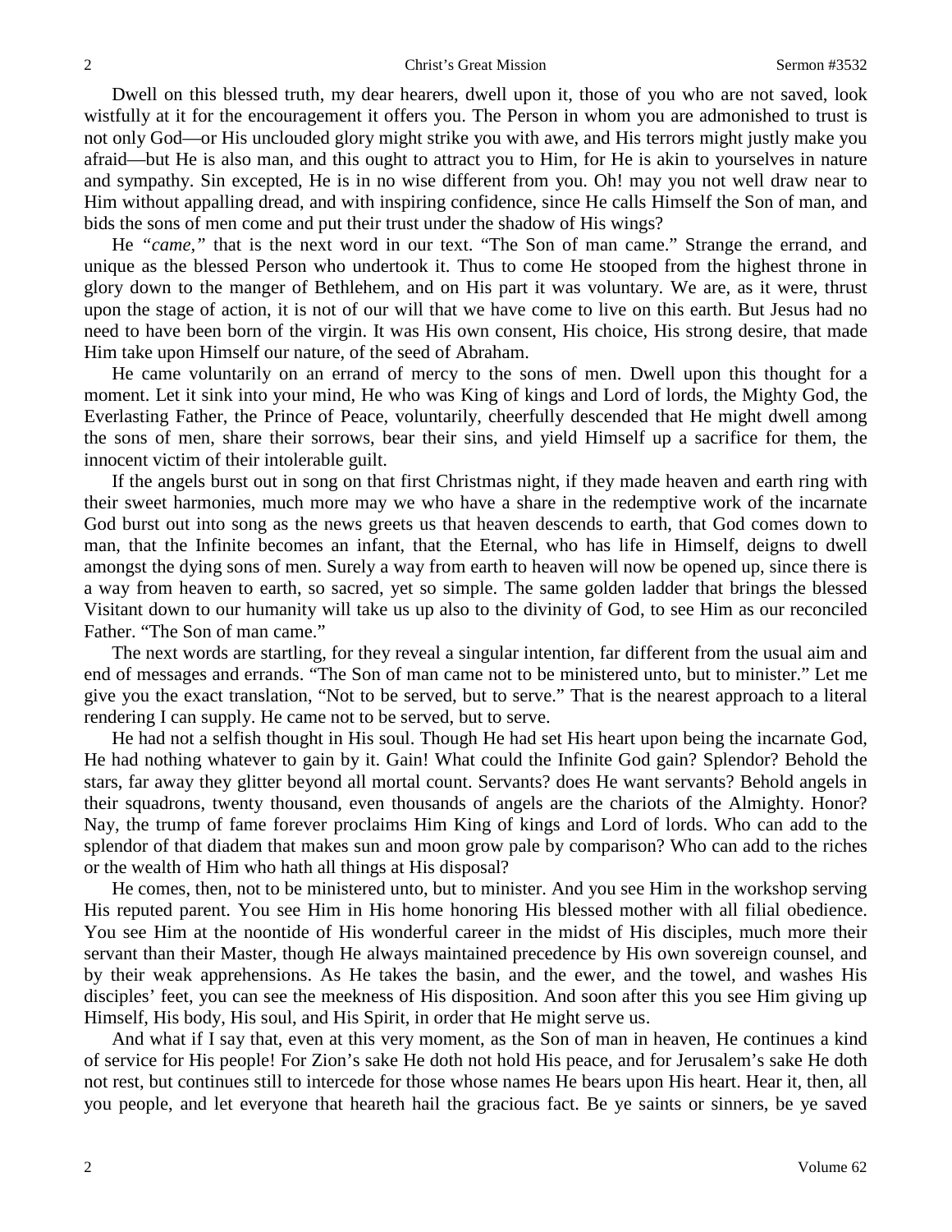Dwell on this blessed truth, my dear hearers, dwell upon it, those of you who are not saved, look wistfully at it for the encouragement it offers you. The Person in whom you are admonished to trust is not only God—or His unclouded glory might strike you with awe, and His terrors might justly make you afraid—but He is also man, and this ought to attract you to Him, for He is akin to yourselves in nature and sympathy. Sin excepted, He is in no wise different from you. Oh! may you not well draw near to Him without appalling dread, and with inspiring confidence, since He calls Himself the Son of man, and bids the sons of men come and put their trust under the shadow of His wings?

He *"came,"* that is the next word in our text. "The Son of man came." Strange the errand, and unique as the blessed Person who undertook it. Thus to come He stooped from the highest throne in glory down to the manger of Bethlehem, and on His part it was voluntary. We are, as it were, thrust upon the stage of action, it is not of our will that we have come to live on this earth. But Jesus had no need to have been born of the virgin. It was His own consent, His choice, His strong desire, that made Him take upon Himself our nature, of the seed of Abraham.

He came voluntarily on an errand of mercy to the sons of men. Dwell upon this thought for a moment. Let it sink into your mind, He who was King of kings and Lord of lords, the Mighty God, the Everlasting Father, the Prince of Peace, voluntarily, cheerfully descended that He might dwell among the sons of men, share their sorrows, bear their sins, and yield Himself up a sacrifice for them, the innocent victim of their intolerable guilt.

If the angels burst out in song on that first Christmas night, if they made heaven and earth ring with their sweet harmonies, much more may we who have a share in the redemptive work of the incarnate God burst out into song as the news greets us that heaven descends to earth, that God comes down to man, that the Infinite becomes an infant, that the Eternal, who has life in Himself, deigns to dwell amongst the dying sons of men. Surely a way from earth to heaven will now be opened up, since there is a way from heaven to earth, so sacred, yet so simple. The same golden ladder that brings the blessed Visitant down to our humanity will take us up also to the divinity of God, to see Him as our reconciled Father. "The Son of man came."

The next words are startling, for they reveal a singular intention, far different from the usual aim and end of messages and errands. "The Son of man came not to be ministered unto, but to minister." Let me give you the exact translation, "Not to be served, but to serve." That is the nearest approach to a literal rendering I can supply. He came not to be served, but to serve.

He had not a selfish thought in His soul. Though He had set His heart upon being the incarnate God, He had nothing whatever to gain by it. Gain! What could the Infinite God gain? Splendor? Behold the stars, far away they glitter beyond all mortal count. Servants? does He want servants? Behold angels in their squadrons, twenty thousand, even thousands of angels are the chariots of the Almighty. Honor? Nay, the trump of fame forever proclaims Him King of kings and Lord of lords. Who can add to the splendor of that diadem that makes sun and moon grow pale by comparison? Who can add to the riches or the wealth of Him who hath all things at His disposal?

He comes, then, not to be ministered unto, but to minister. And you see Him in the workshop serving His reputed parent. You see Him in His home honoring His blessed mother with all filial obedience. You see Him at the noontide of His wonderful career in the midst of His disciples, much more their servant than their Master, though He always maintained precedence by His own sovereign counsel, and by their weak apprehensions. As He takes the basin, and the ewer, and the towel, and washes His disciples' feet, you can see the meekness of His disposition. And soon after this you see Him giving up Himself, His body, His soul, and His Spirit, in order that He might serve us.

And what if I say that, even at this very moment, as the Son of man in heaven, He continues a kind of service for His people! For Zion's sake He doth not hold His peace, and for Jerusalem's sake He doth not rest, but continues still to intercede for those whose names He bears upon His heart. Hear it, then, all you people, and let everyone that heareth hail the gracious fact. Be ye saints or sinners, be ye saved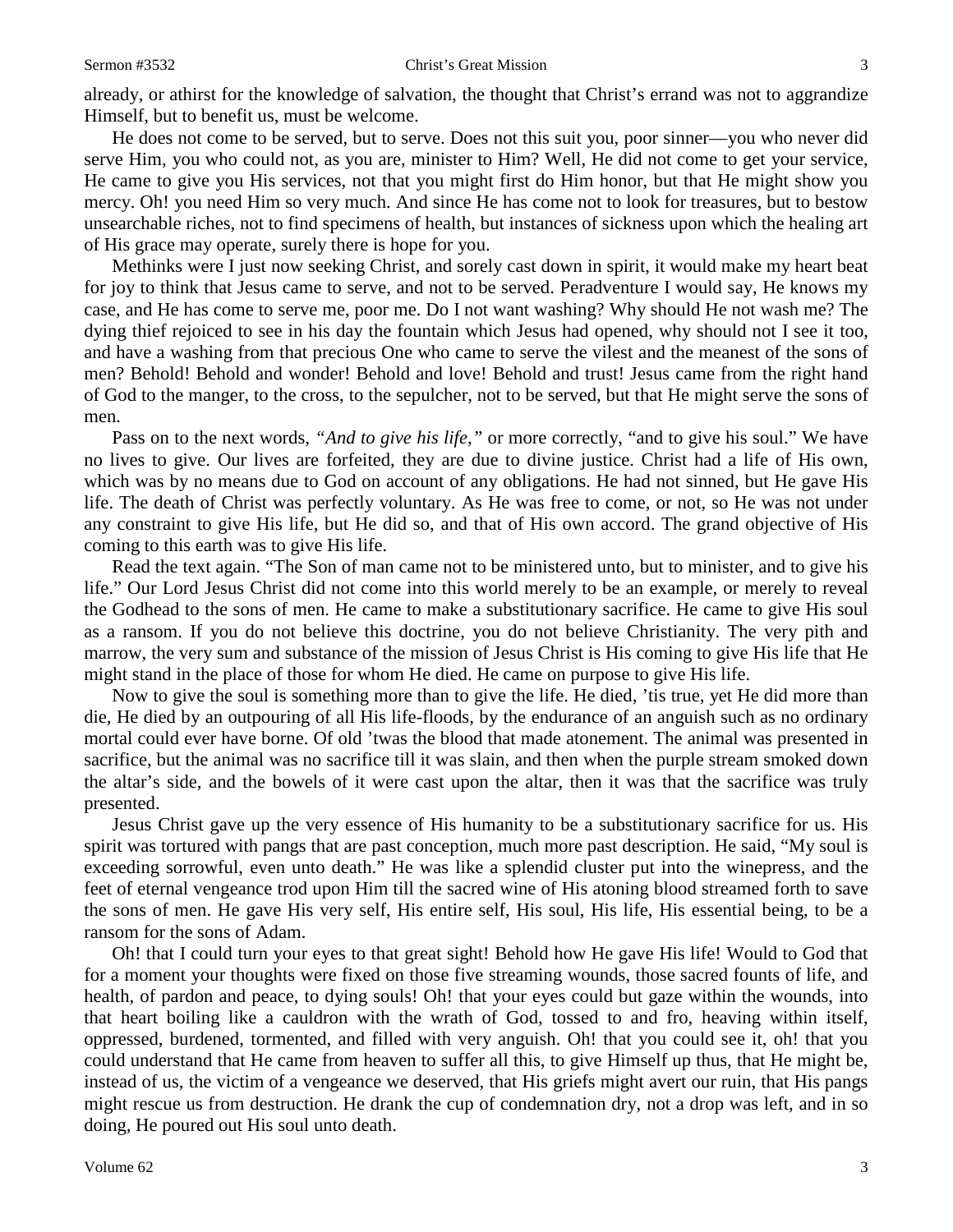already, or athirst for the knowledge of salvation, the thought that Christ's errand was not to aggrandize Himself, but to benefit us, must be welcome.

He does not come to be served, but to serve. Does not this suit you, poor sinner—you who never did serve Him, you who could not, as you are, minister to Him? Well, He did not come to get your service, He came to give you His services, not that you might first do Him honor, but that He might show you mercy. Oh! you need Him so very much. And since He has come not to look for treasures, but to bestow unsearchable riches, not to find specimens of health, but instances of sickness upon which the healing art of His grace may operate, surely there is hope for you.

Methinks were I just now seeking Christ, and sorely cast down in spirit, it would make my heart beat for joy to think that Jesus came to serve, and not to be served. Peradventure I would say, He knows my case, and He has come to serve me, poor me. Do I not want washing? Why should He not wash me? The dying thief rejoiced to see in his day the fountain which Jesus had opened, why should not I see it too, and have a washing from that precious One who came to serve the vilest and the meanest of the sons of men? Behold! Behold and wonder! Behold and love! Behold and trust! Jesus came from the right hand of God to the manger, to the cross, to the sepulcher, not to be served, but that He might serve the sons of men.

Pass on to the next words, *"And to give his life,"* or more correctly, "and to give his soul." We have no lives to give. Our lives are forfeited, they are due to divine justice. Christ had a life of His own, which was by no means due to God on account of any obligations. He had not sinned, but He gave His life. The death of Christ was perfectly voluntary. As He was free to come, or not, so He was not under any constraint to give His life, but He did so, and that of His own accord. The grand objective of His coming to this earth was to give His life.

Read the text again. "The Son of man came not to be ministered unto, but to minister, and to give his life." Our Lord Jesus Christ did not come into this world merely to be an example, or merely to reveal the Godhead to the sons of men. He came to make a substitutionary sacrifice. He came to give His soul as a ransom. If you do not believe this doctrine, you do not believe Christianity. The very pith and marrow, the very sum and substance of the mission of Jesus Christ is His coming to give His life that He might stand in the place of those for whom He died. He came on purpose to give His life.

Now to give the soul is something more than to give the life. He died, 'tis true, yet He did more than die, He died by an outpouring of all His life-floods, by the endurance of an anguish such as no ordinary mortal could ever have borne. Of old 'twas the blood that made atonement. The animal was presented in sacrifice, but the animal was no sacrifice till it was slain, and then when the purple stream smoked down the altar's side, and the bowels of it were cast upon the altar, then it was that the sacrifice was truly presented.

Jesus Christ gave up the very essence of His humanity to be a substitutionary sacrifice for us. His spirit was tortured with pangs that are past conception, much more past description. He said, "My soul is exceeding sorrowful, even unto death." He was like a splendid cluster put into the winepress, and the feet of eternal vengeance trod upon Him till the sacred wine of His atoning blood streamed forth to save the sons of men. He gave His very self, His entire self, His soul, His life, His essential being, to be a ransom for the sons of Adam.

Oh! that I could turn your eyes to that great sight! Behold how He gave His life! Would to God that for a moment your thoughts were fixed on those five streaming wounds, those sacred founts of life, and health, of pardon and peace, to dying souls! Oh! that your eyes could but gaze within the wounds, into that heart boiling like a cauldron with the wrath of God, tossed to and fro, heaving within itself, oppressed, burdened, tormented, and filled with very anguish. Oh! that you could see it, oh! that you could understand that He came from heaven to suffer all this, to give Himself up thus, that He might be, instead of us, the victim of a vengeance we deserved, that His griefs might avert our ruin, that His pangs might rescue us from destruction. He drank the cup of condemnation dry, not a drop was left, and in so doing, He poured out His soul unto death.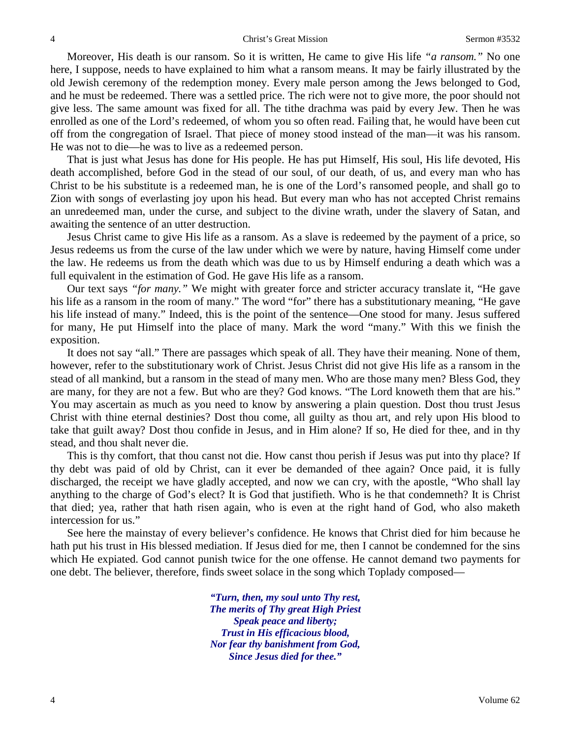Moreover, His death is our ransom. So it is written, He came to give His life *"a ransom."* No one here, I suppose, needs to have explained to him what a ransom means. It may be fairly illustrated by the old Jewish ceremony of the redemption money. Every male person among the Jews belonged to God, and he must be redeemed. There was a settled price. The rich were not to give more, the poor should not give less. The same amount was fixed for all. The tithe drachma was paid by every Jew. Then he was enrolled as one of the Lord's redeemed, of whom you so often read. Failing that, he would have been cut off from the congregation of Israel. That piece of money stood instead of the man—it was his ransom. He was not to die—he was to live as a redeemed person.

That is just what Jesus has done for His people. He has put Himself, His soul, His life devoted, His death accomplished, before God in the stead of our soul, of our death, of us, and every man who has Christ to be his substitute is a redeemed man, he is one of the Lord's ransomed people, and shall go to Zion with songs of everlasting joy upon his head. But every man who has not accepted Christ remains an unredeemed man, under the curse, and subject to the divine wrath, under the slavery of Satan, and awaiting the sentence of an utter destruction.

Jesus Christ came to give His life as a ransom. As a slave is redeemed by the payment of a price, so Jesus redeems us from the curse of the law under which we were by nature, having Himself come under the law. He redeems us from the death which was due to us by Himself enduring a death which was a full equivalent in the estimation of God. He gave His life as a ransom.

Our text says *"for many."* We might with greater force and stricter accuracy translate it, "He gave his life as a ransom in the room of many." The word "for" there has a substitutionary meaning, "He gave his life instead of many." Indeed, this is the point of the sentence—One stood for many. Jesus suffered for many, He put Himself into the place of many. Mark the word "many." With this we finish the exposition.

It does not say "all." There are passages which speak of all. They have their meaning. None of them, however, refer to the substitutionary work of Christ. Jesus Christ did not give His life as a ransom in the stead of all mankind, but a ransom in the stead of many men. Who are those many men? Bless God, they are many, for they are not a few. But who are they? God knows. "The Lord knoweth them that are his." You may ascertain as much as you need to know by answering a plain question. Dost thou trust Jesus Christ with thine eternal destinies? Dost thou come, all guilty as thou art, and rely upon His blood to take that guilt away? Dost thou confide in Jesus, and in Him alone? If so, He died for thee, and in thy stead, and thou shalt never die.

This is thy comfort, that thou canst not die. How canst thou perish if Jesus was put into thy place? If thy debt was paid of old by Christ, can it ever be demanded of thee again? Once paid, it is fully discharged, the receipt we have gladly accepted, and now we can cry, with the apostle, "Who shall lay anything to the charge of God's elect? It is God that justifieth. Who is he that condemneth? It is Christ that died; yea, rather that hath risen again, who is even at the right hand of God, who also maketh intercession for us."

See here the mainstay of every believer's confidence. He knows that Christ died for him because he hath put his trust in His blessed mediation. If Jesus died for me, then I cannot be condemned for the sins which He expiated. God cannot punish twice for the one offense. He cannot demand two payments for one debt. The believer, therefore, finds sweet solace in the song which Toplady composed—

> ***"Turn, then, my soul unto Thy rest,***
> ***The merits of Thy great High Priest***
> ***Speak peace and liberty;***
> ***Trust in His efficacious blood,***
> ***Nor fear thy banishment from God,***
> ***Since Jesus died for thee."***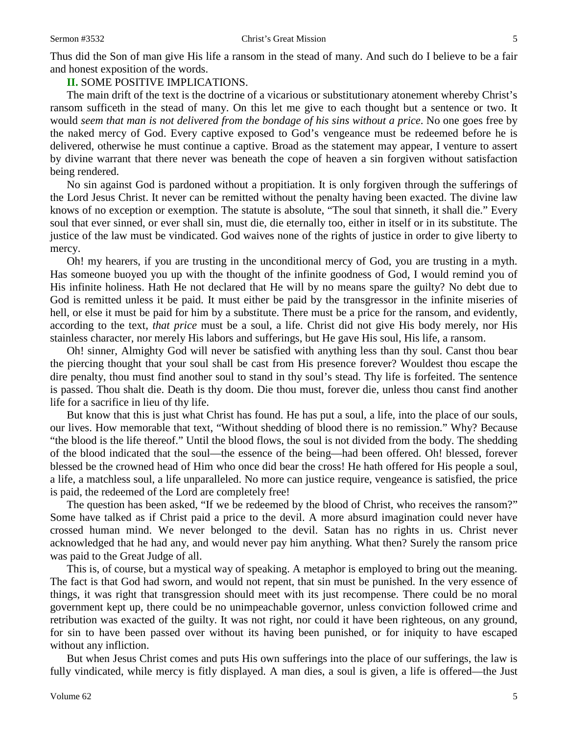Thus did the Son of man give His life a ransom in the stead of many. And such do I believe to be a fair and honest exposition of the words.

**II.** SOME POSITIVE IMPLICATIONS.

The main drift of the text is the doctrine of a vicarious or substitutionary atonement whereby Christ's ransom sufficeth in the stead of many. On this let me give to each thought but a sentence or two. It would *seem that man is not delivered from the bondage of his sins without a price*. No one goes free by the naked mercy of God. Every captive exposed to God's vengeance must be redeemed before he is delivered, otherwise he must continue a captive. Broad as the statement may appear, I venture to assert by divine warrant that there never was beneath the cope of heaven a sin forgiven without satisfaction being rendered.

No sin against God is pardoned without a propitiation. It is only forgiven through the sufferings of the Lord Jesus Christ. It never can be remitted without the penalty having been exacted. The divine law knows of no exception or exemption. The statute is absolute, "The soul that sinneth, it shall die." Every soul that ever sinned, or ever shall sin, must die, die eternally too, either in itself or in its substitute. The justice of the law must be vindicated. God waives none of the rights of justice in order to give liberty to mercy.

Oh! my hearers, if you are trusting in the unconditional mercy of God, you are trusting in a myth. Has someone buoyed you up with the thought of the infinite goodness of God, I would remind you of His infinite holiness. Hath He not declared that He will by no means spare the guilty? No debt due to God is remitted unless it be paid. It must either be paid by the transgressor in the infinite miseries of hell, or else it must be paid for him by a substitute. There must be a price for the ransom, and evidently, according to the text, *that price* must be a soul, a life. Christ did not give His body merely, nor His stainless character, nor merely His labors and sufferings, but He gave His soul, His life, a ransom.

Oh! sinner, Almighty God will never be satisfied with anything less than thy soul. Canst thou bear the piercing thought that your soul shall be cast from His presence forever? Wouldest thou escape the dire penalty, thou must find another soul to stand in thy soul's stead. Thy life is forfeited. The sentence is passed. Thou shalt die. Death is thy doom. Die thou must, forever die, unless thou canst find another life for a sacrifice in lieu of thy life.

But know that this is just what Christ has found. He has put a soul, a life, into the place of our souls, our lives. How memorable that text, "Without shedding of blood there is no remission." Why? Because "the blood is the life thereof." Until the blood flows, the soul is not divided from the body. The shedding of the blood indicated that the soul—the essence of the being—had been offered. Oh! blessed, forever blessed be the crowned head of Him who once did bear the cross! He hath offered for His people a soul, a life, a matchless soul, a life unparalleled. No more can justice require, vengeance is satisfied, the price is paid, the redeemed of the Lord are completely free!

The question has been asked, "If we be redeemed by the blood of Christ, who receives the ransom?" Some have talked as if Christ paid a price to the devil. A more absurd imagination could never have crossed human mind. We never belonged to the devil. Satan has no rights in us. Christ never acknowledged that he had any, and would never pay him anything. What then? Surely the ransom price was paid to the Great Judge of all.

This is, of course, but a mystical way of speaking. A metaphor is employed to bring out the meaning. The fact is that God had sworn, and would not repent, that sin must be punished. In the very essence of things, it was right that transgression should meet with its just recompense. There could be no moral government kept up, there could be no unimpeachable governor, unless conviction followed crime and retribution was exacted of the guilty. It was not right, nor could it have been righteous, on any ground, for sin to have been passed over without its having been punished, or for iniquity to have escaped without any infliction.

But when Jesus Christ comes and puts His own sufferings into the place of our sufferings, the law is fully vindicated, while mercy is fitly displayed. A man dies, a soul is given, a life is offered—the Just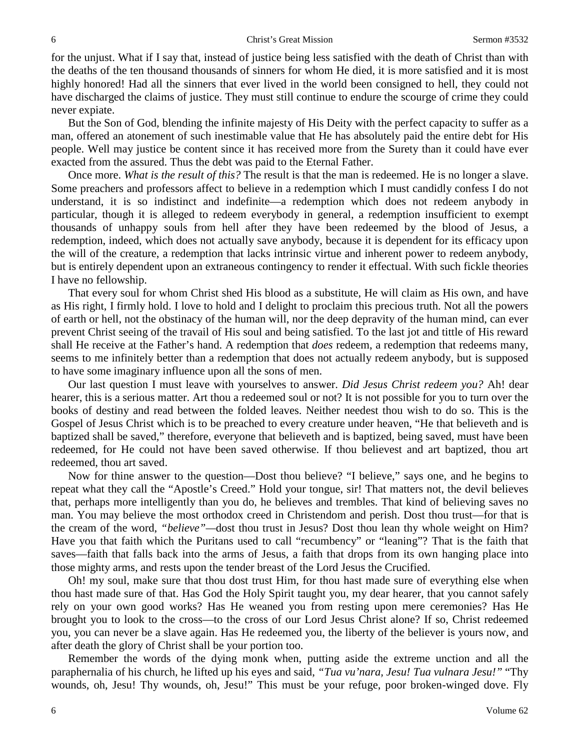for the unjust. What if I say that, instead of justice being less satisfied with the death of Christ than with the deaths of the ten thousand thousands of sinners for whom He died, it is more satisfied and it is most highly honored! Had all the sinners that ever lived in the world been consigned to hell, they could not have discharged the claims of justice. They must still continue to endure the scourge of crime they could never expiate.

But the Son of God, blending the infinite majesty of His Deity with the perfect capacity to suffer as a man, offered an atonement of such inestimable value that He has absolutely paid the entire debt for His people. Well may justice be content since it has received more from the Surety than it could have ever exacted from the assured. Thus the debt was paid to the Eternal Father.

Once more. *What is the result of this?* The result is that the man is redeemed. He is no longer a slave. Some preachers and professors affect to believe in a redemption which I must candidly confess I do not understand, it is so indistinct and indefinite—a redemption which does not redeem anybody in particular, though it is alleged to redeem everybody in general, a redemption insufficient to exempt thousands of unhappy souls from hell after they have been redeemed by the blood of Jesus, a redemption, indeed, which does not actually save anybody, because it is dependent for its efficacy upon the will of the creature, a redemption that lacks intrinsic virtue and inherent power to redeem anybody, but is entirely dependent upon an extraneous contingency to render it effectual. With such fickle theories I have no fellowship.

That every soul for whom Christ shed His blood as a substitute, He will claim as His own, and have as His right, I firmly hold. I love to hold and I delight to proclaim this precious truth. Not all the powers of earth or hell, not the obstinacy of the human will, nor the deep depravity of the human mind, can ever prevent Christ seeing of the travail of His soul and being satisfied. To the last jot and tittle of His reward shall He receive at the Father's hand. A redemption that *does* redeem, a redemption that redeems many, seems to me infinitely better than a redemption that does not actually redeem anybody, but is supposed to have some imaginary influence upon all the sons of men.

Our last question I must leave with yourselves to answer. *Did Jesus Christ redeem you?* Ah! dear hearer, this is a serious matter. Art thou a redeemed soul or not? It is not possible for you to turn over the books of destiny and read between the folded leaves. Neither needest thou wish to do so. This is the Gospel of Jesus Christ which is to be preached to every creature under heaven, "He that believeth and is baptized shall be saved," therefore, everyone that believeth and is baptized, being saved, must have been redeemed, for He could not have been saved otherwise. If thou believest and art baptized, thou art redeemed, thou art saved.

Now for thine answer to the question—Dost thou believe? "I believe," says one, and he begins to repeat what they call the "Apostle's Creed." Hold your tongue, sir! That matters not, the devil believes that, perhaps more intelligently than you do, he believes and trembles. That kind of believing saves no man. You may believe the most orthodox creed in Christendom and perish. Dost thou trust—for that is the cream of the word, *"believe"*—dost thou trust in Jesus? Dost thou lean thy whole weight on Him? Have you that faith which the Puritans used to call "recumbency" or "leaning"? That is the faith that saves—faith that falls back into the arms of Jesus, a faith that drops from its own hanging place into those mighty arms, and rests upon the tender breast of the Lord Jesus the Crucified.

Oh! my soul, make sure that thou dost trust Him, for thou hast made sure of everything else when thou hast made sure of that. Has God the Holy Spirit taught you, my dear hearer, that you cannot safely rely on your own good works? Has He weaned you from resting upon mere ceremonies? Has He brought you to look to the cross—to the cross of our Lord Jesus Christ alone? If so, Christ redeemed you, you can never be a slave again. Has He redeemed you, the liberty of the believer is yours now, and after death the glory of Christ shall be your portion too.

Remember the words of the dying monk when, putting aside the extreme unction and all the paraphernalia of his church, he lifted up his eyes and said, *"Tua vu'nara, Jesu! Tua vulnara Jesu!"* "Thy wounds, oh, Jesu! Thy wounds, oh, Jesu!" This must be your refuge, poor broken-winged dove. Fly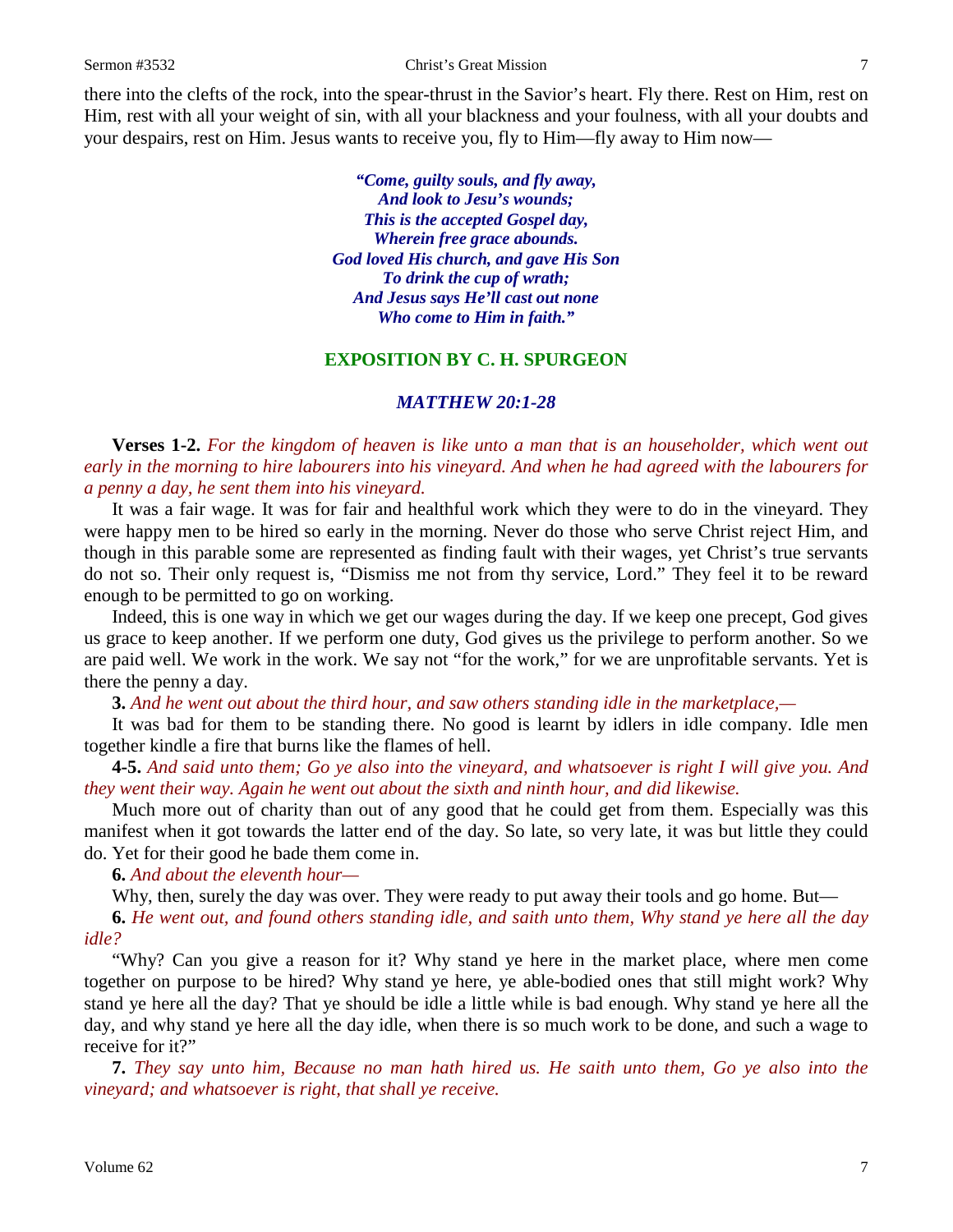there into the clefts of the rock, into the spear-thrust in the Savior's heart. Fly there. Rest on Him, rest on Him, rest with all your weight of sin, with all your blackness and your foulness, with all your doubts and your despairs, rest on Him. Jesus wants to receive you, fly to Him—fly away to Him now—

> ***"Come, guilty souls, and fly away,***
> ***And look to Jesu's wounds;***
> ***This is the accepted Gospel day,***
> ***Wherein free grace abounds.***
> ***God loved His church, and gave His Son***
> ***To drink the cup of wrath;***
> ***And Jesus says He'll cast out none***
> ***Who come to Him in faith."***

## EXPOSITION BY C. H. SPURGEON

### *MATTHEW 20:1-28*

**Verses 1-2.** *For the kingdom of heaven is like unto a man that is an householder, which went out early in the morning to hire labourers into his vineyard. And when he had agreed with the labourers for a penny a day, he sent them into his vineyard.*

It was a fair wage. It was for fair and healthful work which they were to do in the vineyard. They were happy men to be hired so early in the morning. Never do those who serve Christ reject Him, and though in this parable some are represented as finding fault with their wages, yet Christ's true servants do not so. Their only request is, "Dismiss me not from thy service, Lord." They feel it to be reward enough to be permitted to go on working.

Indeed, this is one way in which we get our wages during the day. If we keep one precept, God gives us grace to keep another. If we perform one duty, God gives us the privilege to perform another. So we are paid well. We work in the work. We say not "for the work," for we are unprofitable servants. Yet is there the penny a day.

**3.** *And he went out about the third hour, and saw others standing idle in the marketplace,—*

It was bad for them to be standing there. No good is learnt by idlers in idle company. Idle men together kindle a fire that burns like the flames of hell.

**4-5.** *And said unto them; Go ye also into the vineyard, and whatsoever is right I will give you. And they went their way. Again he went out about the sixth and ninth hour, and did likewise.*

Much more out of charity than out of any good that he could get from them. Especially was this manifest when it got towards the latter end of the day. So late, so very late, it was but little they could do. Yet for their good he bade them come in.

**6.** *And about the eleventh hour—*

Why, then, surely the day was over. They were ready to put away their tools and go home. But—

**6.** *He went out, and found others standing idle, and saith unto them, Why stand ye here all the day idle?*

"Why? Can you give a reason for it? Why stand ye here in the market place, where men come together on purpose to be hired? Why stand ye here, ye able-bodied ones that still might work? Why stand ye here all the day? That ye should be idle a little while is bad enough. Why stand ye here all the day, and why stand ye here all the day idle, when there is so much work to be done, and such a wage to receive for it?"

**7.** *They say unto him, Because no man hath hired us. He saith unto them, Go ye also into the vineyard; and whatsoever is right, that shall ye receive.*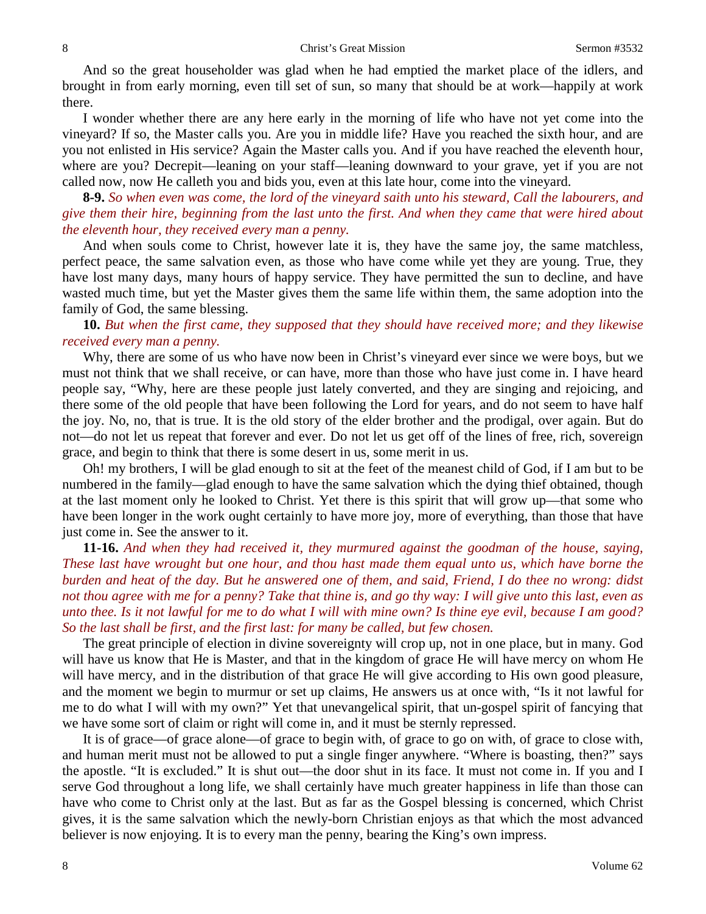And so the great householder was glad when he had emptied the market place of the idlers, and brought in from early morning, even till set of sun, so many that should be at work—happily at work there.

I wonder whether there are any here early in the morning of life who have not yet come into the vineyard? If so, the Master calls you. Are you in middle life? Have you reached the sixth hour, and are you not enlisted in His service? Again the Master calls you. And if you have reached the eleventh hour, where are you? Decrepit—leaning on your staff—leaning downward to your grave, yet if you are not called now, now He calleth you and bids you, even at this late hour, come into the vineyard.

**8-9.** *So when even was come, the lord of the vineyard saith unto his steward, Call the labourers, and give them their hire, beginning from the last unto the first. And when they came that were hired about the eleventh hour, they received every man a penny.*

And when souls come to Christ, however late it is, they have the same joy, the same matchless, perfect peace, the same salvation even, as those who have come while yet they are young. True, they have lost many days, many hours of happy service. They have permitted the sun to decline, and have wasted much time, but yet the Master gives them the same life within them, the same adoption into the family of God, the same blessing.

**10.** *But when the first came, they supposed that they should have received more; and they likewise received every man a penny.*

Why, there are some of us who have now been in Christ's vineyard ever since we were boys, but we must not think that we shall receive, or can have, more than those who have just come in. I have heard people say, "Why, here are these people just lately converted, and they are singing and rejoicing, and there some of the old people that have been following the Lord for years, and do not seem to have half the joy. No, no, that is true. It is the old story of the elder brother and the prodigal, over again. But do not—do not let us repeat that forever and ever. Do not let us get off of the lines of free, rich, sovereign grace, and begin to think that there is some desert in us, some merit in us.

Oh! my brothers, I will be glad enough to sit at the feet of the meanest child of God, if I am but to be numbered in the family—glad enough to have the same salvation which the dying thief obtained, though at the last moment only he looked to Christ. Yet there is this spirit that will grow up—that some who have been longer in the work ought certainly to have more joy, more of everything, than those that have just come in. See the answer to it.

**11-16.** *And when they had received it, they murmured against the goodman of the house, saying, These last have wrought but one hour, and thou hast made them equal unto us, which have borne the burden and heat of the day. But he answered one of them, and said, Friend, I do thee no wrong: didst not thou agree with me for a penny? Take that thine is, and go thy way: I will give unto this last, even as unto thee. Is it not lawful for me to do what I will with mine own? Is thine eye evil, because I am good? So the last shall be first, and the first last: for many be called, but few chosen.*

The great principle of election in divine sovereignty will crop up, not in one place, but in many. God will have us know that He is Master, and that in the kingdom of grace He will have mercy on whom He will have mercy, and in the distribution of that grace He will give according to His own good pleasure, and the moment we begin to murmur or set up claims, He answers us at once with, "Is it not lawful for me to do what I will with my own?" Yet that unevangelical spirit, that un-gospel spirit of fancying that we have some sort of claim or right will come in, and it must be sternly repressed.

It is of grace—of grace alone—of grace to begin with, of grace to go on with, of grace to close with, and human merit must not be allowed to put a single finger anywhere. "Where is boasting, then?" says the apostle. "It is excluded." It is shut out—the door shut in its face. It must not come in. If you and I serve God throughout a long life, we shall certainly have much greater happiness in life than those can have who come to Christ only at the last. But as far as the Gospel blessing is concerned, which Christ gives, it is the same salvation which the newly-born Christian enjoys as that which the most advanced believer is now enjoying. It is to every man the penny, bearing the King's own impress.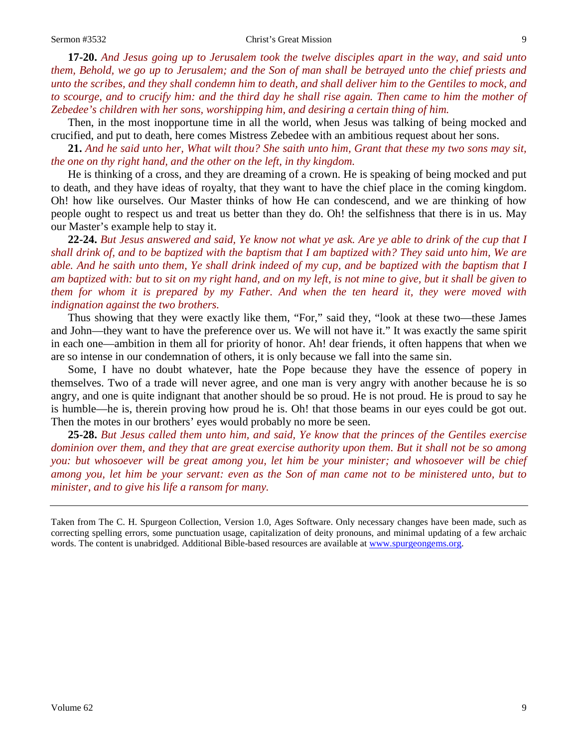**17-20.** *And Jesus going up to Jerusalem took the twelve disciples apart in the way, and said unto them, Behold, we go up to Jerusalem; and the Son of man shall be betrayed unto the chief priests and unto the scribes, and they shall condemn him to death, and shall deliver him to the Gentiles to mock, and to scourge, and to crucify him: and the third day he shall rise again. Then came to him the mother of Zebedee's children with her sons, worshipping him, and desiring a certain thing of him.*

Then, in the most inopportune time in all the world, when Jesus was talking of being mocked and crucified, and put to death, here comes Mistress Zebedee with an ambitious request about her sons.

**21.** *And he said unto her, What wilt thou? She saith unto him, Grant that these my two sons may sit, the one on thy right hand, and the other on the left, in thy kingdom.*

He is thinking of a cross, and they are dreaming of a crown. He is speaking of being mocked and put to death, and they have ideas of royalty, that they want to have the chief place in the coming kingdom. Oh! how like ourselves. Our Master thinks of how He can condescend, and we are thinking of how people ought to respect us and treat us better than they do. Oh! the selfishness that there is in us. May our Master's example help to stay it.

**22-24.** *But Jesus answered and said, Ye know not what ye ask. Are ye able to drink of the cup that I shall drink of, and to be baptized with the baptism that I am baptized with? They said unto him, We are able. And he saith unto them, Ye shall drink indeed of my cup, and be baptized with the baptism that I am baptized with: but to sit on my right hand, and on my left, is not mine to give, but it shall be given to them for whom it is prepared by my Father. And when the ten heard it, they were moved with indignation against the two brothers.*

Thus showing that they were exactly like them, "For," said they, "look at these two—these James and John—they want to have the preference over us. We will not have it." It was exactly the same spirit in each one—ambition in them all for priority of honor. Ah! dear friends, it often happens that when we are so intense in our condemnation of others, it is only because we fall into the same sin.

Some, I have no doubt whatever, hate the Pope because they have the essence of popery in themselves. Two of a trade will never agree, and one man is very angry with another because he is so angry, and one is quite indignant that another should be so proud. He is not proud. He is proud to say he is humble—he is, therein proving how proud he is. Oh! that those beams in our eyes could be got out. Then the motes in our brothers' eyes would probably no more be seen.

**25-28.** *But Jesus called them unto him, and said, Ye know that the princes of the Gentiles exercise dominion over them, and they that are great exercise authority upon them. But it shall not be so among you: but whosoever will be great among you, let him be your minister; and whosoever will be chief among you, let him be your servant: even as the Son of man came not to be ministered unto, but to minister, and to give his life a ransom for many.*

---

Taken from The C. H. Spurgeon Collection, Version 1.0, Ages Software. Only necessary changes have been made, such as correcting spelling errors, some punctuation usage, capitalization of deity pronouns, and minimal updating of a few archaic words. The content is unabridged. Additional Bible-based resources are available at www.spurgeongems.org.